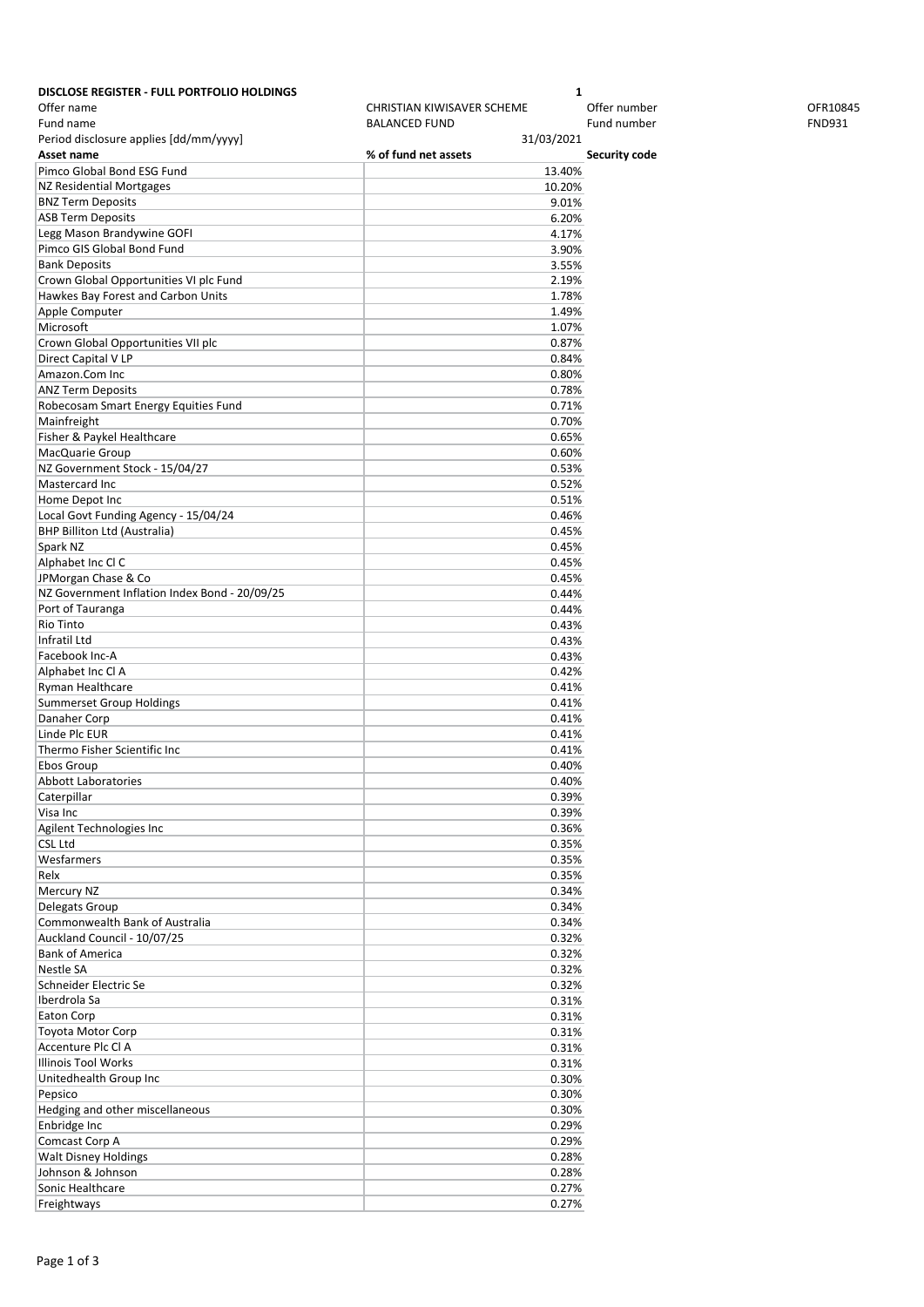**DISCLOSE REGISTER - FULL PORTFOLIO HOLDINGS** **1**

| | | | |
|---|---|---|---|
| Offer name | CHRISTIAN KIWISAVER SCHEME | Offer number | OFR10845 |
| Fund name | BALANCED FUND | Fund number | FND931 |
| Period disclosure applies [dd/mm/yyyy] | 31/03/2021 | | |

| Asset name | % of fund net assets | Security code |
|---|---|---|
| Pimco Global Bond ESG Fund | 13.40% | |
| NZ Residential Mortgages | 10.20% | |
| BNZ Term Deposits | 9.01% | |
| ASB Term Deposits | 6.20% | |
| Legg Mason Brandywine GOFI | 4.17% | |
| Pimco GIS Global Bond Fund | 3.90% | |
| Bank Deposits | 3.55% | |
| Crown Global Opportunities VI plc Fund | 2.19% | |
| Hawkes Bay Forest and Carbon Units | 1.78% | |
| Apple Computer | 1.49% | |
| Microsoft | 1.07% | |
| Crown Global Opportunities VII plc | 0.87% | |
| Direct Capital V LP | 0.84% | |
| Amazon.Com Inc | 0.80% | |
| ANZ Term Deposits | 0.78% | |
| Robecosam Smart Energy Equities Fund | 0.71% | |
| Mainfreight | 0.70% | |
| Fisher & Paykel Healthcare | 0.65% | |
| MacQuarie Group | 0.60% | |
| NZ Government Stock - 15/04/27 | 0.53% | |
| Mastercard Inc | 0.52% | |
| Home Depot Inc | 0.51% | |
| Local Govt Funding Agency - 15/04/24 | 0.46% | |
| BHP Billiton Ltd (Australia) | 0.45% | |
| Spark NZ | 0.45% | |
| Alphabet Inc Cl C | 0.45% | |
| JPMorgan Chase & Co | 0.45% | |
| NZ Government Inflation Index Bond - 20/09/25 | 0.44% | |
| Port of Tauranga | 0.44% | |
| Rio Tinto | 0.43% | |
| Infratil Ltd | 0.43% | |
| Facebook Inc-A | 0.43% | |
| Alphabet Inc Cl A | 0.42% | |
| Ryman Healthcare | 0.41% | |
| Summerset Group Holdings | 0.41% | |
| Danaher Corp | 0.41% | |
| Linde Plc EUR | 0.41% | |
| Thermo Fisher Scientific Inc | 0.41% | |
| Ebos Group | 0.40% | |
| Abbott Laboratories | 0.40% | |
| Caterpillar | 0.39% | |
| Visa Inc | 0.39% | |
| Agilent Technologies Inc | 0.36% | |
| CSL Ltd | 0.35% | |
| Wesfarmers | 0.35% | |
| Relx | 0.35% | |
| Mercury NZ | 0.34% | |
| Delegats Group | 0.34% | |
| Commonwealth Bank of Australia | 0.34% | |
| Auckland Council - 10/07/25 | 0.32% | |
| Bank of America | 0.32% | |
| Nestle SA | 0.32% | |
| Schneider Electric Se | 0.32% | |
| Iberdrola Sa | 0.31% | |
| Eaton Corp | 0.31% | |
| Toyota Motor Corp | 0.31% | |
| Accenture Plc Cl A | 0.31% | |
| Illinois Tool Works | 0.31% | |
| Unitedhealth Group Inc | 0.30% | |
| Pepsico | 0.30% | |
| Hedging and other miscellaneous | 0.30% | |
| Enbridge Inc | 0.29% | |
| Comcast Corp A | 0.29% | |
| Walt Disney Holdings | 0.28% | |
| Johnson & Johnson | 0.28% | |
| Sonic Healthcare | 0.27% | |
| Freightways | 0.27% | |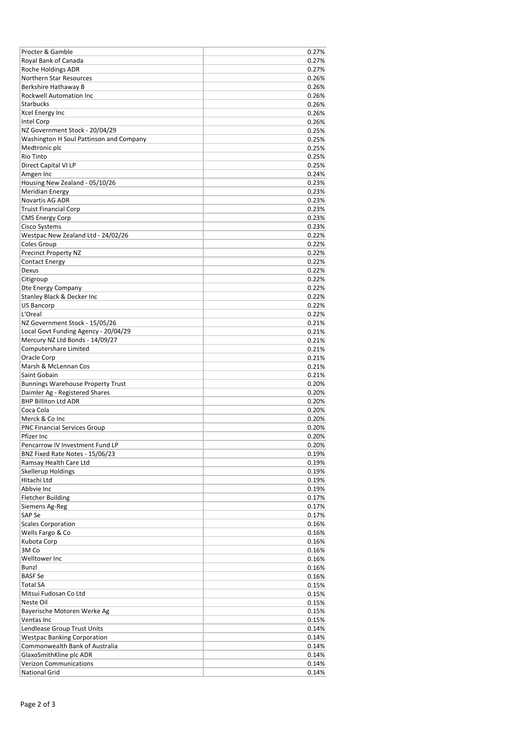| | |
|---|---|
| Procter & Gamble | 0.27% |
| Royal Bank of Canada | 0.27% |
| Roche Holdings ADR | 0.27% |
| Northern Star Resources | 0.26% |
| Berkshire Hathaway B | 0.26% |
| Rockwell Automation Inc | 0.26% |
| Starbucks | 0.26% |
| Xcel Energy Inc | 0.26% |
| Intel Corp | 0.26% |
| NZ Government Stock - 20/04/29 | 0.25% |
| Washington H Soul Pattinson and Company | 0.25% |
| Medtronic plc | 0.25% |
| Rio Tinto | 0.25% |
| Direct Capital VI LP | 0.25% |
| Amgen Inc | 0.24% |
| Housing New Zealand - 05/10/26 | 0.23% |
| Meridian Energy | 0.23% |
| Novartis AG ADR | 0.23% |
| Truist Financial Corp | 0.23% |
| CMS Energy Corp | 0.23% |
| Cisco Systems | 0.23% |
| Westpac New Zealand Ltd - 24/02/26 | 0.22% |
| Coles Group | 0.22% |
| Precinct Property NZ | 0.22% |
| Contact Energy | 0.22% |
| Dexus | 0.22% |
| Citigroup | 0.22% |
| Dte Energy Company | 0.22% |
| Stanley Black & Decker Inc | 0.22% |
| US Bancorp | 0.22% |
| L'Oreal | 0.22% |
| NZ Government Stock - 15/05/26 | 0.21% |
| Local Govt Funding Agency - 20/04/29 | 0.21% |
| Mercury NZ Ltd Bonds - 14/09/27 | 0.21% |
| Computershare Limited | 0.21% |
| Oracle Corp | 0.21% |
| Marsh & McLennan Cos | 0.21% |
| Saint Gobain | 0.21% |
| Bunnings Warehouse Property Trust | 0.20% |
| Daimler Ag - Registered Shares | 0.20% |
| BHP Billiton Ltd ADR | 0.20% |
| Coca Cola | 0.20% |
| Merck & Co Inc | 0.20% |
| PNC Financial Services Group | 0.20% |
| Pfizer Inc | 0.20% |
| Pencarrow IV Investment Fund LP | 0.20% |
| BNZ Fixed Rate Notes - 15/06/23 | 0.19% |
| Ramsay Health Care Ltd | 0.19% |
| Skellerup Holdings | 0.19% |
| Hitachi Ltd | 0.19% |
| Abbvie Inc | 0.19% |
| Fletcher Building | 0.17% |
| Siemens Ag-Reg | 0.17% |
| SAP Se | 0.17% |
| Scales Corporation | 0.16% |
| Wells Fargo & Co | 0.16% |
| Kubota Corp | 0.16% |
| 3M Co | 0.16% |
| Welltower Inc | 0.16% |
| Bunzl | 0.16% |
| BASF Se | 0.16% |
| Total SA | 0.15% |
| Mitsui Fudosan Co Ltd | 0.15% |
| Neste Oil | 0.15% |
| Bayerische Motoren Werke Ag | 0.15% |
| Ventas Inc | 0.15% |
| Lendlease Group Trust Units | 0.14% |
| Westpac Banking Corporation | 0.14% |
| Commonwealth Bank of Australia | 0.14% |
| GlaxoSmithKline plc ADR | 0.14% |
| Verizon Communications | 0.14% |
| National Grid | 0.14% |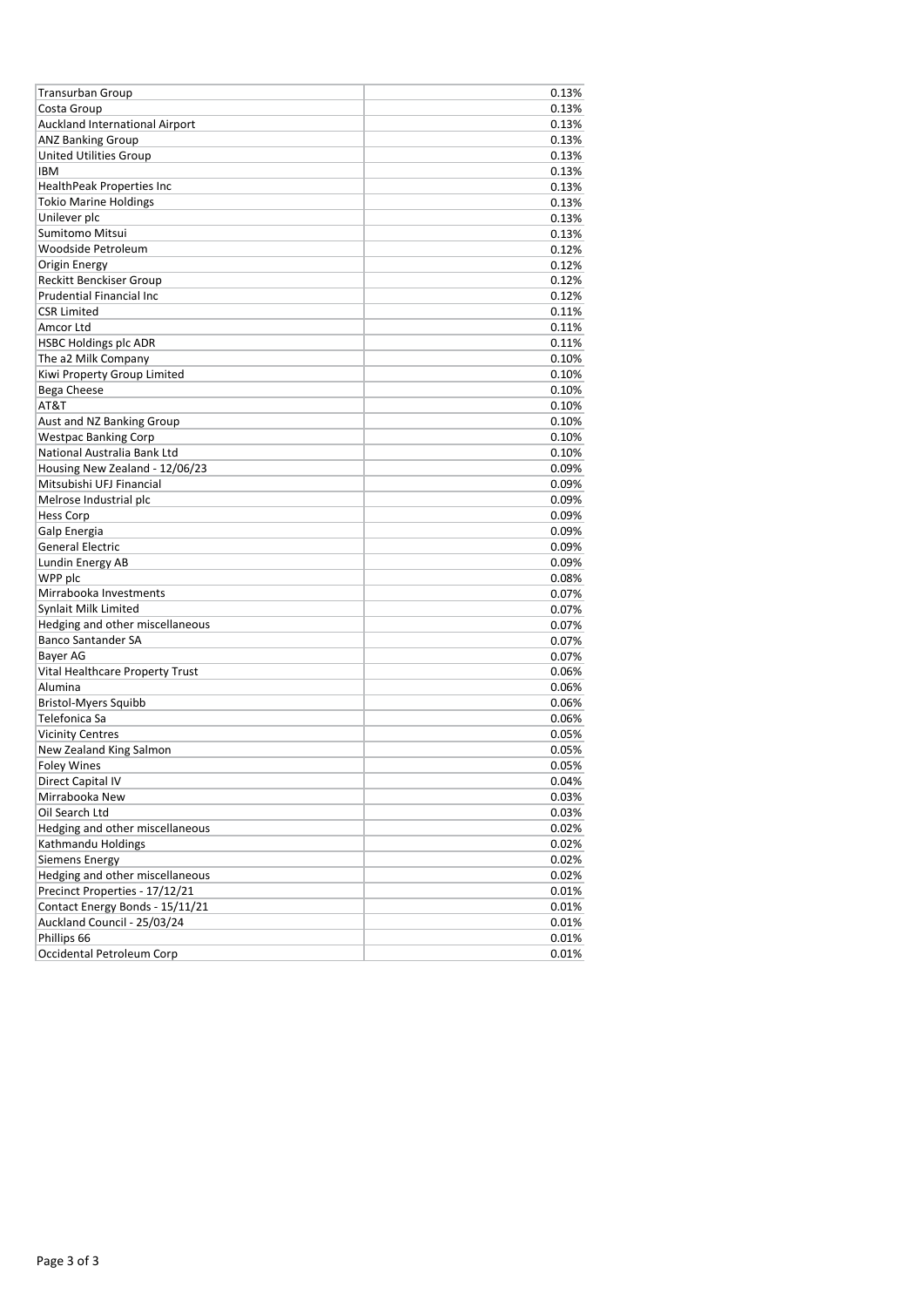| | |
|---|---|
| Transurban Group | 0.13% |
| Costa Group | 0.13% |
| Auckland International Airport | 0.13% |
| ANZ Banking Group | 0.13% |
| United Utilities Group | 0.13% |
| IBM | 0.13% |
| HealthPeak Properties Inc | 0.13% |
| Tokio Marine Holdings | 0.13% |
| Unilever plc | 0.13% |
| Sumitomo Mitsui | 0.13% |
| Woodside Petroleum | 0.12% |
| Origin Energy | 0.12% |
| Reckitt Benckiser Group | 0.12% |
| Prudential Financial Inc | 0.12% |
| CSR Limited | 0.11% |
| Amcor Ltd | 0.11% |
| HSBC Holdings plc ADR | 0.11% |
| The a2 Milk Company | 0.10% |
| Kiwi Property Group Limited | 0.10% |
| Bega Cheese | 0.10% |
| AT&T | 0.10% |
| Aust and NZ Banking Group | 0.10% |
| Westpac Banking Corp | 0.10% |
| National Australia Bank Ltd | 0.10% |
| Housing New Zealand - 12/06/23 | 0.09% |
| Mitsubishi UFJ Financial | 0.09% |
| Melrose Industrial plc | 0.09% |
| Hess Corp | 0.09% |
| Galp Energia | 0.09% |
| General Electric | 0.09% |
| Lundin Energy AB | 0.09% |
| WPP plc | 0.08% |
| Mirrabooka Investments | 0.07% |
| Synlait Milk Limited | 0.07% |
| Hedging and other miscellaneous | 0.07% |
| Banco Santander SA | 0.07% |
| Bayer AG | 0.07% |
| Vital Healthcare Property Trust | 0.06% |
| Alumina | 0.06% |
| Bristol-Myers Squibb | 0.06% |
| Telefonica Sa | 0.06% |
| Vicinity Centres | 0.05% |
| New Zealand King Salmon | 0.05% |
| Foley Wines | 0.05% |
| Direct Capital IV | 0.04% |
| Mirrabooka New | 0.03% |
| Oil Search Ltd | 0.03% |
| Hedging and other miscellaneous | 0.02% |
| Kathmandu Holdings | 0.02% |
| Siemens Energy | 0.02% |
| Hedging and other miscellaneous | 0.02% |
| Precinct Properties - 17/12/21 | 0.01% |
| Contact Energy Bonds - 15/11/21 | 0.01% |
| Auckland Council - 25/03/24 | 0.01% |
| Phillips 66 | 0.01% |
| Occidental Petroleum Corp | 0.01% |